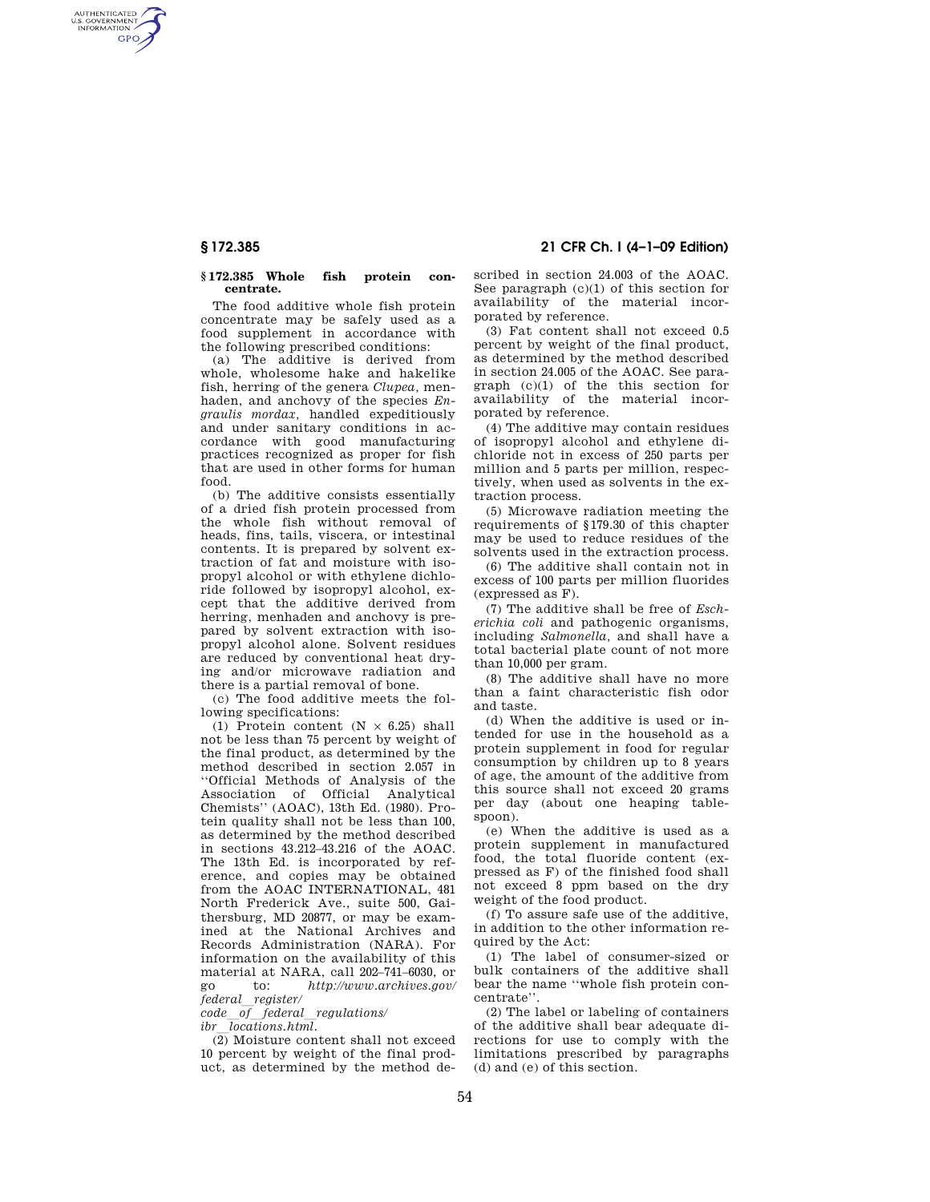## § 172.385 Whole fish protein concentrate.

The food additive whole fish protein concentrate may be safely used as a food supplement in accordance with the following prescribed conditions:

(a) The additive is derived from whole, wholesome hake and hakelike fish, herring of the genera *Clupea*, menhaden, and anchovy of the species *Engraulis mordax*, handled expeditiously and under sanitary conditions in accordance with good manufacturing practices recognized as proper for fish that are used in other forms for human food.

(b) The additive consists essentially of a dried fish protein processed from the whole fish without removal of heads, fins, tails, viscera, or intestinal contents. It is prepared by solvent extraction of fat and moisture with isopropyl alcohol or with ethylene dichloride followed by isopropyl alcohol, except that the additive derived from herring, menhaden and anchovy is prepared by solvent extraction with isopropyl alcohol alone. Solvent residues are reduced by conventional heat drying and/or microwave radiation and there is a partial removal of bone.

(c) The food additive meets the following specifications:

(1) Protein content ($N \times 6.25$) shall not be less than 75 percent by weight of the final product, as determined by the method described in section 2.057 in "Official Methods of Analysis of the Association of Official Analytical Chemists" (AOAC), 13th Ed. (1980). Protein quality shall not be less than 100, as determined by the method described in sections 43.212–43.216 of the AOAC. The 13th Ed. is incorporated by reference, and copies may be obtained from the AOAC INTERNATIONAL, 481 North Frederick Ave., suite 500, Gaithersburg, MD 20877, or may be examined at the National Archives and Records Administration (NARA). For information on the availability of this material at NARA, call 202–741–6030, or go to: *http://www.archives.gov/federal_register/code_of_federal_regulations/ibr_locations.html*.

(2) Moisture content shall not exceed 10 percent by weight of the final product, as determined by the method described in section 24.003 of the AOAC. See paragraph (c)(1) of this section for availability of the material incorporated by reference.

(3) Fat content shall not exceed 0.5 percent by weight of the final product, as determined by the method described in section 24.005 of the AOAC. See paragraph (c)(1) of the this section for availability of the material incorporated by reference.

(4) The additive may contain residues of isopropyl alcohol and ethylene dichloride not in excess of 250 parts per million and 5 parts per million, respectively, when used as solvents in the extraction process.

(5) Microwave radiation meeting the requirements of §179.30 of this chapter may be used to reduce residues of the solvents used in the extraction process.

(6) The additive shall contain not in excess of 100 parts per million fluorides (expressed as F).

(7) The additive shall be free of *Escherichia coli* and pathogenic organisms, including *Salmonella*, and shall have a total bacterial plate count of not more than 10,000 per gram.

(8) The additive shall have no more than a faint characteristic fish odor and taste.

(d) When the additive is used or intended for use in the household as a protein supplement in food for regular consumption by children up to 8 years of age, the amount of the additive from this source shall not exceed 20 grams per day (about one heaping tablespoon).

(e) When the additive is used as a protein supplement in manufactured food, the total fluoride content (expressed as F) of the finished food shall not exceed 8 ppm based on the dry weight of the food product.

(f) To assure safe use of the additive, in addition to the other information required by the Act:

(1) The label of consumer-sized or bulk containers of the additive shall bear the name "whole fish protein concentrate".

(2) The label or labeling of containers of the additive shall bear adequate directions for use to comply with the limitations prescribed by paragraphs (d) and (e) of this section.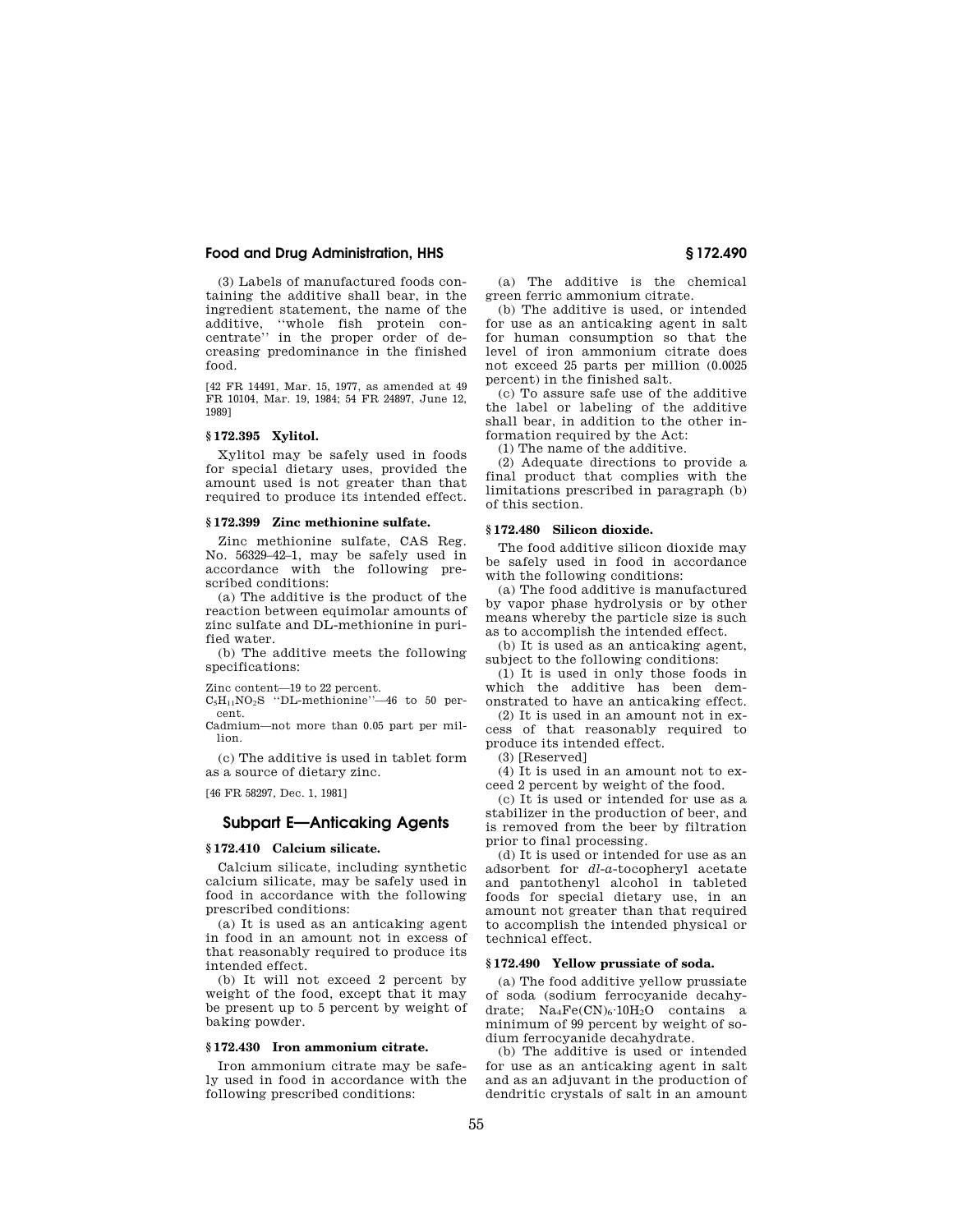(3) Labels of manufactured foods containing the additive shall bear, in the ingredient statement, the name of the additive, "whole fish protein concentrate" in the proper order of decreasing predominance in the finished food.

[42 FR 14491, Mar. 15, 1977, as amended at 49 FR 10104, Mar. 19, 1984; 54 FR 24897, June 12, 1989]

### § 172.395 Xylitol.

Xylitol may be safely used in foods for special dietary uses, provided the amount used is not greater than that required to produce its intended effect.

### § 172.399 Zinc methionine sulfate.

Zinc methionine sulfate, CAS Reg. No. 56329–42–1, may be safely used in accordance with the following prescribed conditions:

(a) The additive is the product of the reaction between equimolar amounts of zinc sulfate and DL-methionine in purified water.

(b) The additive meets the following specifications:

Zinc content—19 to 22 percent.
$C_5H_{11}NO_2S$ "DL-methionine"—46 to 50 percent.
Cadmium—not more than 0.05 part per million.

(c) The additive is used in tablet form as a source of dietary zinc.

[46 FR 58297, Dec. 1, 1981]

## Subpart E—Anticaking Agents

### § 172.410 Calcium silicate.

Calcium silicate, including synthetic calcium silicate, may be safely used in food in accordance with the following prescribed conditions:

(a) It is used as an anticaking agent in food in an amount not in excess of that reasonably required to produce its intended effect.

(b) It will not exceed 2 percent by weight of the food, except that it may be present up to 5 percent by weight of baking powder.

### § 172.430 Iron ammonium citrate.

Iron ammonium citrate may be safely used in food in accordance with the following prescribed conditions:

(a) The additive is the chemical green ferric ammonium citrate.

(b) The additive is used, or intended for use as an anticaking agent in salt for human consumption so that the level of iron ammonium citrate does not exceed 25 parts per million (0.0025 percent) in the finished salt.

(c) To assure safe use of the additive the label or labeling of the additive shall bear, in addition to the other information required by the Act:

(1) The name of the additive.

(2) Adequate directions to provide a final product that complies with the limitations prescribed in paragraph (b) of this section.

### § 172.480 Silicon dioxide.

The food additive silicon dioxide may be safely used in food in accordance with the following conditions:

(a) The food additive is manufactured by vapor phase hydrolysis or by other means whereby the particle size is such as to accomplish the intended effect.

(b) It is used as an anticaking agent, subject to the following conditions:

(1) It is used in only those foods in which the additive has been demonstrated to have an anticaking effect.

(2) It is used in an amount not in excess of that reasonably required to produce its intended effect.

(3) [Reserved]

(4) It is used in an amount not to exceed 2 percent by weight of the food.

(c) It is used or intended for use as a stabilizer in the production of beer, and is removed from the beer by filtration prior to final processing.

(d) It is used or intended for use as an adsorbent for *dl-a*-tocopheryl acetate and pantothenyl alcohol in tableted foods for special dietary use, in an amount not greater than that required to accomplish the intended physical or technical effect.

### § 172.490 Yellow prussiate of soda.

(a) The food additive yellow prussiate of soda (sodium ferrocyanide decahydrate; $Na_4Fe(CN)_6 \cdot 10H_2O$ contains a minimum of 99 percent by weight of sodium ferrocyanide decahydrate.

(b) The additive is used or intended for use as an anticaking agent in salt and as an adjuvant in the production of dendritic crystals of salt in an amount